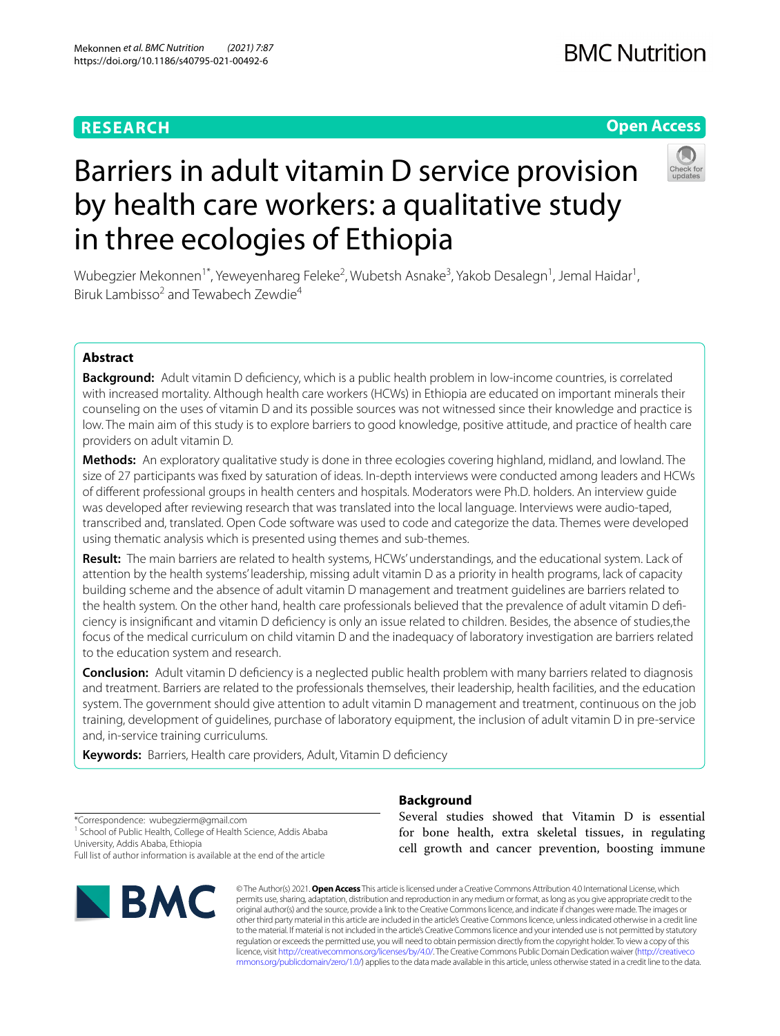RESEARCH

Open Access

# Barriers in adult vitamin D service provision by health care workers: a qualitative study in three ecologies of Ethiopia

Wubegzier Mekonnen[1*], Yeweyenhareg Feleke[2], Wubetsh Asnake[3], Yakob Desalegn[1], Jemal Haidar[1], Biruk Lambisso[2] and Tewabech Zewdie[4]

## Abstract

**Background:** Adult vitamin D deficiency, which is a public health problem in low-income countries, is correlated with increased mortality. Although health care workers (HCWs) in Ethiopia are educated on important minerals their counseling on the uses of vitamin D and its possible sources was not witnessed since their knowledge and practice is low. The main aim of this study is to explore barriers to good knowledge, positive attitude, and practice of health care providers on adult vitamin D.

**Methods:** An exploratory qualitative study is done in three ecologies covering highland, midland, and lowland. The size of 27 participants was fixed by saturation of ideas. In-depth interviews were conducted among leaders and HCWs of different professional groups in health centers and hospitals. Moderators were Ph.D. holders. An interview guide was developed after reviewing research that was translated into the local language. Interviews were audio-taped, transcribed and, translated. Open Code software was used to code and categorize the data. Themes were developed using thematic analysis which is presented using themes and sub-themes.

**Result:** The main barriers are related to health systems, HCWs' understandings, and the educational system. Lack of attention by the health systems' leadership, missing adult vitamin D as a priority in health programs, lack of capacity building scheme and the absence of adult vitamin D management and treatment guidelines are barriers related to the health system. On the other hand, health care professionals believed that the prevalence of adult vitamin D deficiency is insignificant and vitamin D deficiency is only an issue related to children. Besides, the absence of studies,the focus of the medical curriculum on child vitamin D and the inadequacy of laboratory investigation are barriers related to the education system and research.

**Conclusion:** Adult vitamin D deficiency is a neglected public health problem with many barriers related to diagnosis and treatment. Barriers are related to the professionals themselves, their leadership, health facilities, and the education system. The government should give attention to adult vitamin D management and treatment, continuous on the job training, development of guidelines, purchase of laboratory equipment, the inclusion of adult vitamin D in pre-service and, in-service training curriculums.

**Keywords:** Barriers, Health care providers, Adult, Vitamin D deficiency

*Correspondence: wubegzierm@gmail.com
[1] School of Public Health, College of Health Science, Addis Ababa University, Addis Ababa, Ethiopia
Full list of author information is available at the end of the article

## Background

Several studies showed that Vitamin D is essential for bone health, extra skeletal tissues, in regulating cell growth and cancer prevention, boosting immune

© The Author(s) 2021. **Open Access** This article is licensed under a Creative Commons Attribution 4.0 International License, which permits use, sharing, adaptation, distribution and reproduction in any medium or format, as long as you give appropriate credit to the original author(s) and the source, provide a link to the Creative Commons licence, and indicate if changes were made. The images or other third party material in this article are included in the article's Creative Commons licence, unless indicated otherwise in a credit line to the material. If material is not included in the article's Creative Commons licence and your intended use is not permitted by statutory regulation or exceeds the permitted use, you will need to obtain permission directly from the copyright holder. To view a copy of this licence, visit http://creativecommons.org/licenses/by/4.0/. The Creative Commons Public Domain Dedication waiver (http://creativecommons.org/publicdomain/zero/1.0/) applies to the data made available in this article, unless otherwise stated in a credit line to the data.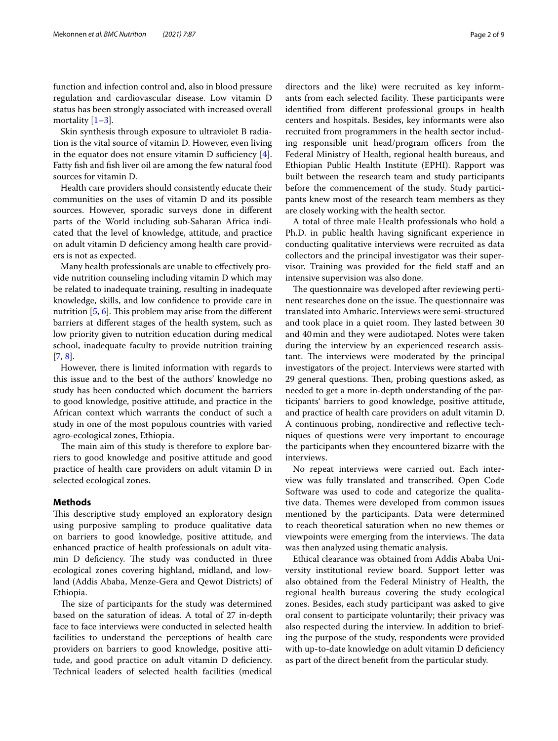function and infection control and, also in blood pressure regulation and cardiovascular disease. Low vitamin D status has been strongly associated with increased overall mortality [1–3].

Skin synthesis through exposure to ultraviolet B radiation is the vital source of vitamin D. However, even living in the equator does not ensure vitamin D sufficiency [4]. Fatty fish and fish liver oil are among the few natural food sources for vitamin D.

Health care providers should consistently educate their communities on the uses of vitamin D and its possible sources. However, sporadic surveys done in different parts of the World including sub-Saharan Africa indicated that the level of knowledge, attitude, and practice on adult vitamin D deficiency among health care providers is not as expected.

Many health professionals are unable to effectively provide nutrition counseling including vitamin D which may be related to inadequate training, resulting in inadequate knowledge, skills, and low confidence to provide care in nutrition [5, 6]. This problem may arise from the different barriers at different stages of the health system, such as low priority given to nutrition education during medical school, inadequate faculty to provide nutrition training [7, 8].

However, there is limited information with regards to this issue and to the best of the authors' knowledge no study has been conducted which document the barriers to good knowledge, positive attitude, and practice in the African context which warrants the conduct of such a study in one of the most populous countries with varied agro-ecological zones, Ethiopia.

The main aim of this study is therefore to explore barriers to good knowledge and positive attitude and good practice of health care providers on adult vitamin D in selected ecological zones.

## Methods

This descriptive study employed an exploratory design using purposive sampling to produce qualitative data on barriers to good knowledge, positive attitude, and enhanced practice of health professionals on adult vitamin D deficiency. The study was conducted in three ecological zones covering highland, midland, and lowland (Addis Ababa, Menze-Gera and Qewot Districts) of Ethiopia.

The size of participants for the study was determined based on the saturation of ideas. A total of 27 in-depth face to face interviews were conducted in selected health facilities to understand the perceptions of health care providers on barriers to good knowledge, positive attitude, and good practice on adult vitamin D deficiency. Technical leaders of selected health facilities (medical directors and the like) were recruited as key informants from each selected facility. These participants were identified from different professional groups in health centers and hospitals. Besides, key informants were also recruited from programmers in the health sector including responsible unit head/program officers from the Federal Ministry of Health, regional health bureaus, and Ethiopian Public Health Institute (EPHI). Rapport was built between the research team and study participants before the commencement of the study. Study participants knew most of the research team members as they are closely working with the health sector.

A total of three male Health professionals who hold a Ph.D. in public health having significant experience in conducting qualitative interviews were recruited as data collectors and the principal investigator was their supervisor. Training was provided for the field staff and an intensive supervision was also done.

The questionnaire was developed after reviewing pertinent researches done on the issue. The questionnaire was translated into Amharic. Interviews were semi-structured and took place in a quiet room. They lasted between 30 and 40 min and they were audiotaped. Notes were taken during the interview by an experienced research assistant. The interviews were moderated by the principal investigators of the project. Interviews were started with 29 general questions. Then, probing questions asked, as needed to get a more in-depth understanding of the participants' barriers to good knowledge, positive attitude, and practice of health care providers on adult vitamin D. A continuous probing, nondirective and reflective techniques of questions were very important to encourage the participants when they encountered bizarre with the interviews.

No repeat interviews were carried out. Each interview was fully translated and transcribed. Open Code Software was used to code and categorize the qualitative data. Themes were developed from common issues mentioned by the participants. Data were determined to reach theoretical saturation when no new themes or viewpoints were emerging from the interviews. The data was then analyzed using thematic analysis.

Ethical clearance was obtained from Addis Ababa University institutional review board. Support letter was also obtained from the Federal Ministry of Health, the regional health bureaus covering the study ecological zones. Besides, each study participant was asked to give oral consent to participate voluntarily; their privacy was also respected during the interview. In addition to briefing the purpose of the study, respondents were provided with up-to-date knowledge on adult vitamin D deficiency as part of the direct benefit from the particular study.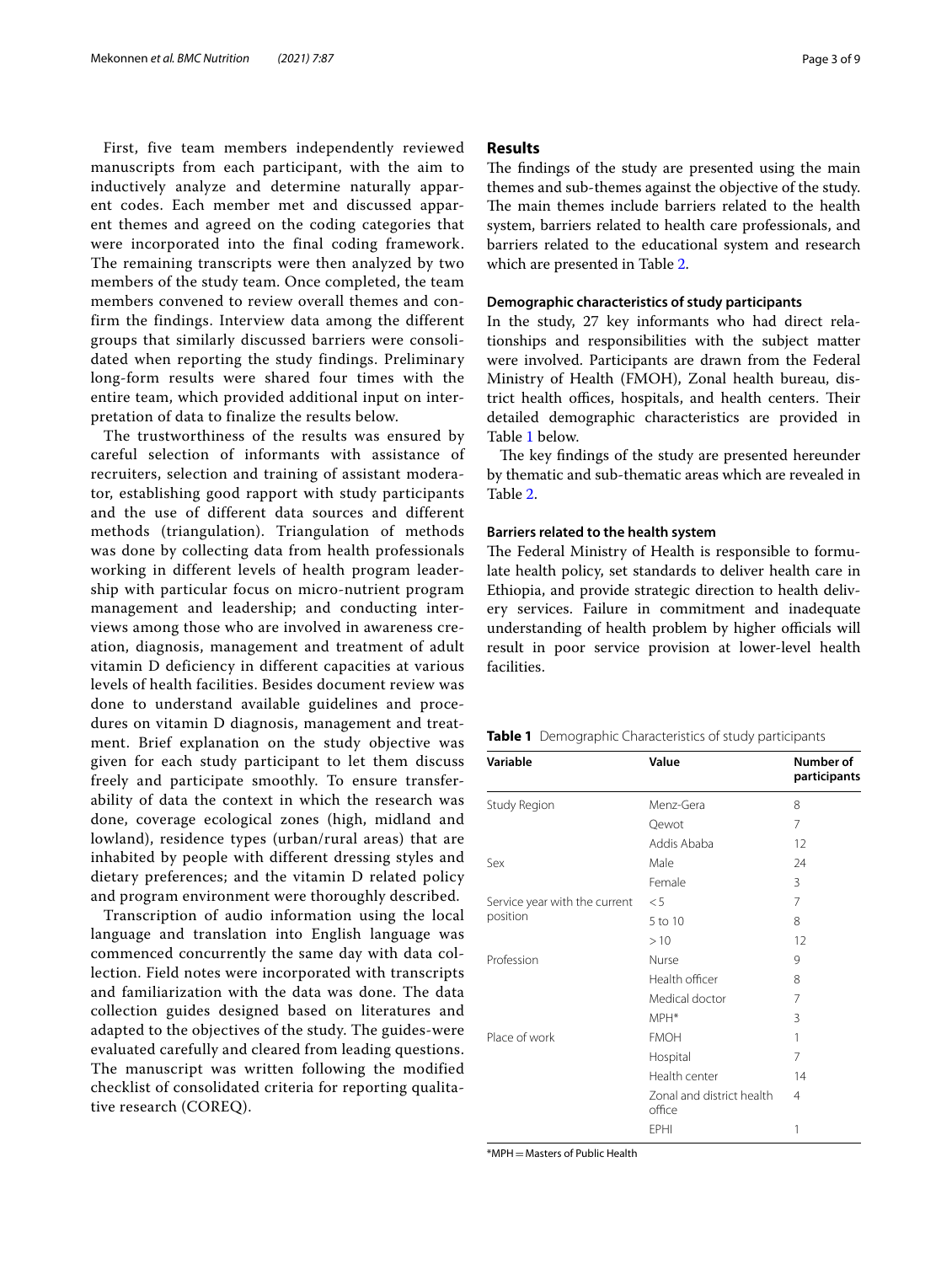First, five team members independently reviewed manuscripts from each participant, with the aim to inductively analyze and determine naturally apparent codes. Each member met and discussed apparent themes and agreed on the coding categories that were incorporated into the final coding framework. The remaining transcripts were then analyzed by two members of the study team. Once completed, the team members convened to review overall themes and confirm the findings. Interview data among the different groups that similarly discussed barriers were consolidated when reporting the study findings. Preliminary long-form results were shared four times with the entire team, which provided additional input on interpretation of data to finalize the results below.

The trustworthiness of the results was ensured by careful selection of informants with assistance of recruiters, selection and training of assistant moderator, establishing good rapport with study participants and the use of different data sources and different methods (triangulation). Triangulation of methods was done by collecting data from health professionals working in different levels of health program leadership with particular focus on micro-nutrient program management and leadership; and conducting interviews among those who are involved in awareness creation, diagnosis, management and treatment of adult vitamin D deficiency in different capacities at various levels of health facilities. Besides document review was done to understand available guidelines and procedures on vitamin D diagnosis, management and treatment. Brief explanation on the study objective was given for each study participant to let them discuss freely and participate smoothly. To ensure transferability of data the context in which the research was done, coverage ecological zones (high, midland and lowland), residence types (urban/rural areas) that are inhabited by people with different dressing styles and dietary preferences; and the vitamin D related policy and program environment were thoroughly described.

Transcription of audio information using the local language and translation into English language was commenced concurrently the same day with data collection. Field notes were incorporated with transcripts and familiarization with the data was done. The data collection guides designed based on literatures and adapted to the objectives of the study. The guides-were evaluated carefully and cleared from leading questions. The manuscript was written following the modified checklist of consolidated criteria for reporting qualitative research (COREQ).

## Results

The findings of the study are presented using the main themes and sub-themes against the objective of the study. The main themes include barriers related to the health system, barriers related to health care professionals, and barriers related to the educational system and research which are presented in Table 2.

### Demographic characteristics of study participants

In the study, 27 key informants who had direct relationships and responsibilities with the subject matter were involved. Participants are drawn from the Federal Ministry of Health (FMOH), Zonal health bureau, district health offices, hospitals, and health centers. Their detailed demographic characteristics are provided in Table 1 below.

The key findings of the study are presented hereunder by thematic and sub-thematic areas which are revealed in Table 2.

### Barriers related to the health system

The Federal Ministry of Health is responsible to formulate health policy, set standards to deliver health care in Ethiopia, and provide strategic direction to health delivery services. Failure in commitment and inadequate understanding of health problem by higher officials will result in poor service provision at lower-level health facilities.

**Table 1** Demographic Characteristics of study participants

| Variable | Value | Number of participants |
|---|---|---|
| Study Region | Menz-Gera | 8 |
| | Qewot | 7 |
| | Addis Ababa | 12 |
| Sex | Male | 24 |
| | Female | 3 |
| Service year with the current position | < 5 | 7 |
| | 5 to 10 | 8 |
| | > 10 | 12 |
| Profession | Nurse | 9 |
| | Health officer | 8 |
| | Medical doctor | 7 |
| | MPH* | 3 |
| Place of work | FMOH | 1 |
| | Hospital | 7 |
| | Health center | 14 |
| | Zonal and district health office | 4 |
| | EPHI | 1 |

*MPH = Masters of Public Health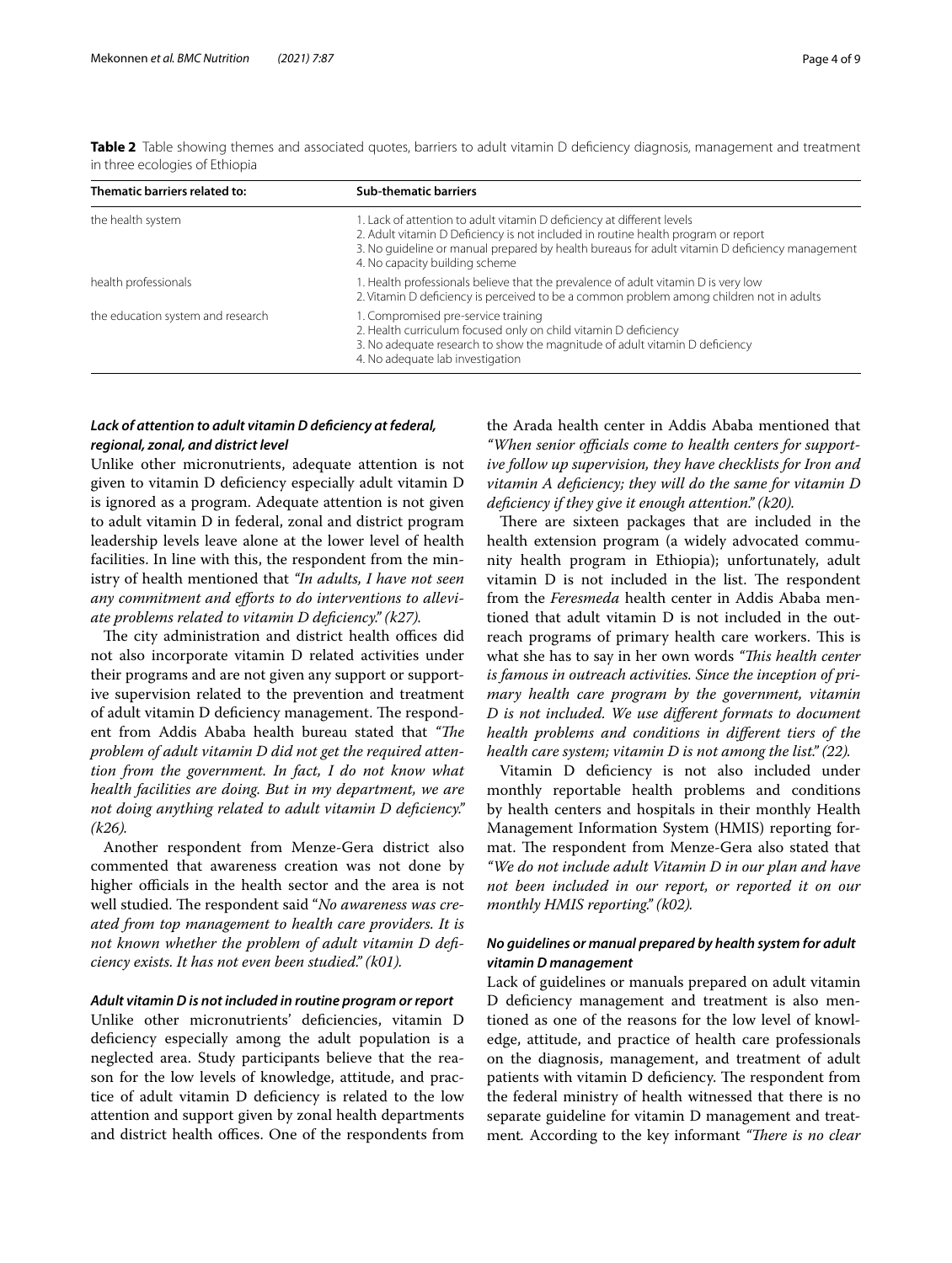**Table 2** Table showing themes and associated quotes, barriers to adult vitamin D deficiency diagnosis, management and treatment in three ecologies of Ethiopia

| Thematic barriers related to: | Sub-thematic barriers |
|---|---|
| the health system | 1. Lack of attention to adult vitamin D deficiency at different levels<br>2. Adult vitamin D Deficiency is not included in routine health program or report<br>3. No guideline or manual prepared by health bureaus for adult vitamin D deficiency management<br>4. No capacity building scheme |
| health professionals | 1. Health professionals believe that the prevalence of adult vitamin D is very low<br>2. Vitamin D deficiency is perceived to be a common problem among children not in adults |
| the education system and research | 1. Compromised pre-service training<br>2. Health curriculum focused only on child vitamin D deficiency<br>3. No adequate research to show the magnitude of adult vitamin D deficiency<br>4. No adequate lab investigation |

### *Lack of attention to adult vitamin D deficiency at federal, regional, zonal, and district level*

Unlike other micronutrients, adequate attention is not given to vitamin D deficiency especially adult vitamin D is ignored as a program. Adequate attention is not given to adult vitamin D in federal, zonal and district program leadership levels leave alone at the lower level of health facilities. In line with this, the respondent from the ministry of health mentioned that *"In adults, I have not seen any commitment and efforts to do interventions to alleviate problems related to vitamin D deficiency." (k27).*

The city administration and district health offices did not also incorporate vitamin D related activities under their programs and are not given any support or supportive supervision related to the prevention and treatment of adult vitamin D deficiency management. The respondent from Addis Ababa health bureau stated that *"The problem of adult vitamin D did not get the required attention from the government. In fact, I do not know what health facilities are doing. But in my department, we are not doing anything related to adult vitamin D deficiency." (k26).*

Another respondent from Menze-Gera district also commented that awareness creation was not done by higher officials in the health sector and the area is not well studied. The respondent said "*No awareness was created from top management to health care providers. It is not known whether the problem of adult vitamin D deficiency exists. It has not even been studied." (k01).*

### *Adult vitamin D is not included in routine program or report*

Unlike other micronutrients' deficiencies, vitamin D deficiency especially among the adult population is a neglected area. Study participants believe that the reason for the low levels of knowledge, attitude, and practice of adult vitamin D deficiency is related to the low attention and support given by zonal health departments and district health offices. One of the respondents from the Arada health center in Addis Ababa mentioned that *"When senior officials come to health centers for supportive follow up supervision, they have checklists for Iron and vitamin A deficiency; they will do the same for vitamin D deficiency if they give it enough attention." (k20).*

There are sixteen packages that are included in the health extension program (a widely advocated community health program in Ethiopia); unfortunately, adult vitamin D is not included in the list. The respondent from the *Feresmeda* health center in Addis Ababa mentioned that adult vitamin D is not included in the outreach programs of primary health care workers. This is what she has to say in her own words *"This health center is famous in outreach activities. Since the inception of primary health care program by the government, vitamin D is not included. We use different formats to document health problems and conditions in different tiers of the health care system; vitamin D is not among the list." (22).*

Vitamin D deficiency is not also included under monthly reportable health problems and conditions by health centers and hospitals in their monthly Health Management Information System (HMIS) reporting format. The respondent from Menze-Gera also stated that *"We do not include adult Vitamin D in our plan and have not been included in our report, or reported it on our monthly HMIS reporting." (k02).*

### *No guidelines or manual prepared by health system for adult vitamin D management*

Lack of guidelines or manuals prepared on adult vitamin D deficiency management and treatment is also mentioned as one of the reasons for the low level of knowledge, attitude, and practice of health care professionals on the diagnosis, management, and treatment of adult patients with vitamin D deficiency. The respondent from the federal ministry of health witnessed that there is no separate guideline for vitamin D management and treatment. According to the key informant *"There is no clear*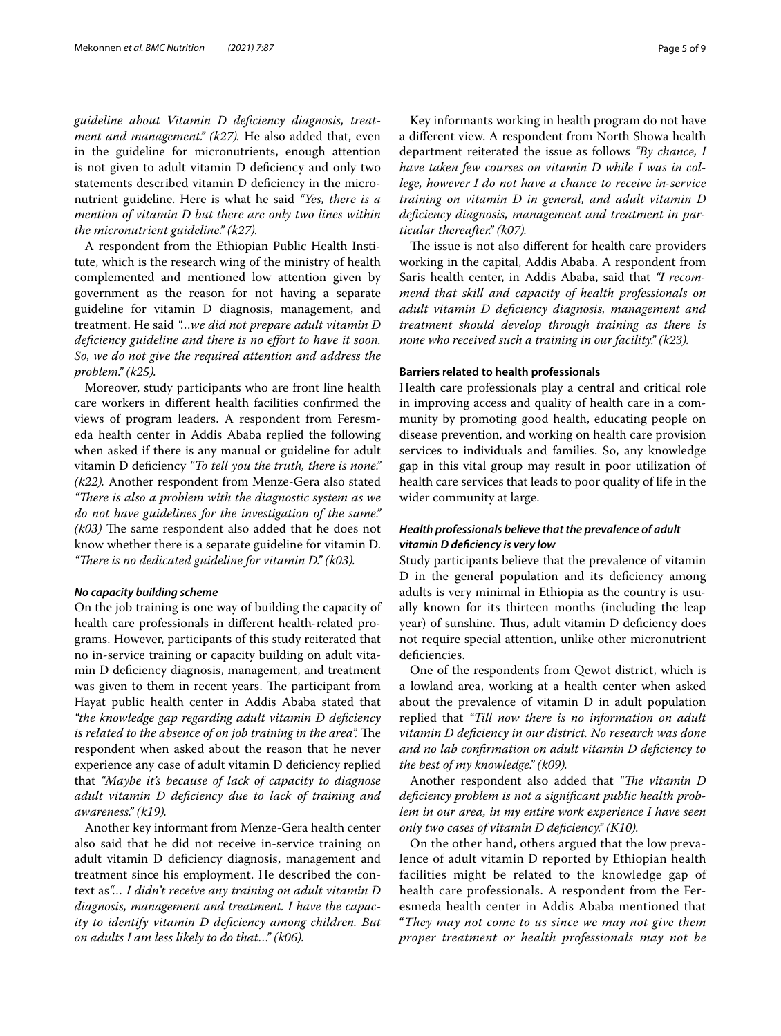*guideline about Vitamin D deficiency diagnosis, treatment and management." (k27).* He also added that, even in the guideline for micronutrients, enough attention is not given to adult vitamin D deficiency and only two statements described vitamin D deficiency in the micronutrient guideline. Here is what he said *"Yes, there is a mention of vitamin D but there are only two lines within the micronutrient guideline." (k27).*

A respondent from the Ethiopian Public Health Institute, which is the research wing of the ministry of health complemented and mentioned low attention given by government as the reason for not having a separate guideline for vitamin D diagnosis, management, and treatment. He said *"...we did not prepare adult vitamin D deficiency guideline and there is no effort to have it soon. So, we do not give the required attention and address the problem." (k25).*

Moreover, study participants who are front line health care workers in different health facilities confirmed the views of program leaders. A respondent from Feresmeda health center in Addis Ababa replied the following when asked if there is any manual or guideline for adult vitamin D deficiency *"To tell you the truth, there is none." (k22).* Another respondent from Menze-Gera also stated *"There is also a problem with the diagnostic system as we do not have guidelines for the investigation of the same." (k03)* The same respondent also added that he does not know whether there is a separate guideline for vitamin D. *"There is no dedicated guideline for vitamin D." (k03).*

#### *No capacity building scheme*

On the job training is one way of building the capacity of health care professionals in different health-related programs. However, participants of this study reiterated that no in-service training or capacity building on adult vitamin D deficiency diagnosis, management, and treatment was given to them in recent years. The participant from Hayat public health center in Addis Ababa stated that *"the knowledge gap regarding adult vitamin D deficiency is related to the absence of on job training in the area".* The respondent when asked about the reason that he never experience any case of adult vitamin D deficiency replied that *"Maybe it's because of lack of capacity to diagnose adult vitamin D deficiency due to lack of training and awareness." (k19).*

Another key informant from Menze-Gera health center also said that he did not receive in-service training on adult vitamin D deficiency diagnosis, management and treatment since his employment. He described the context as*"... I didn't receive any training on adult vitamin D diagnosis, management and treatment. I have the capacity to identify vitamin D deficiency among children. But on adults I am less likely to do that..." (k06).*

Key informants working in health program do not have a different view. A respondent from North Showa health department reiterated the issue as follows *"By chance, I have taken few courses on vitamin D while I was in college, however I do not have a chance to receive in-service training on vitamin D in general, and adult vitamin D deficiency diagnosis, management and treatment in particular thereafter." (k07).*

The issue is not also different for health care providers working in the capital, Addis Ababa. A respondent from Saris health center, in Addis Ababa, said that *"I recommend that skill and capacity of health professionals on adult vitamin D deficiency diagnosis, management and treatment should develop through training as there is none who received such a training in our facility." (k23).*

### Barriers related to health professionals

Health care professionals play a central and critical role in improving access and quality of health care in a community by promoting good health, educating people on disease prevention, and working on health care provision services to individuals and families. So, any knowledge gap in this vital group may result in poor utilization of health care services that leads to poor quality of life in the wider community at large.

#### *Health professionals believe that the prevalence of adult vitamin D deficiency is very low*

Study participants believe that the prevalence of vitamin D in the general population and its deficiency among adults is very minimal in Ethiopia as the country is usually known for its thirteen months (including the leap year) of sunshine. Thus, adult vitamin D deficiency does not require special attention, unlike other micronutrient deficiencies.

One of the respondents from Qewot district, which is a lowland area, working at a health center when asked about the prevalence of vitamin D in adult population replied that *"Till now there is no information on adult vitamin D deficiency in our district. No research was done and no lab confirmation on adult vitamin D deficiency to the best of my knowledge." (k09).*

Another respondent also added that *"The vitamin D deficiency problem is not a significant public health problem in our area, in my entire work experience I have seen only two cases of vitamin D deficiency." (K10).*

On the other hand, others argued that the low prevalence of adult vitamin D reported by Ethiopian health facilities might be related to the knowledge gap of health care professionals. A respondent from the Feresmeda health center in Addis Ababa mentioned that "*They may not come to us since we may not give them proper treatment or health professionals may not be*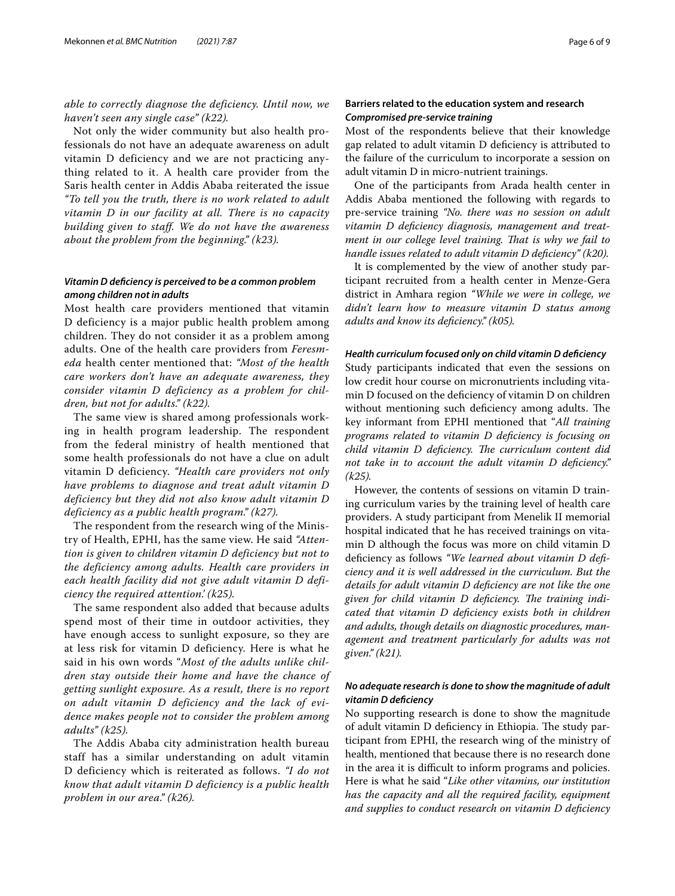*able to correctly diagnose the deficiency. Until now, we haven't seen any single case" (k22).*

Not only the wider community but also health professionals do not have an adequate awareness on adult vitamin D deficiency and we are not practicing anything related to it. A health care provider from the Saris health center in Addis Ababa reiterated the issue *"To tell you the truth, there is no work related to adult vitamin D in our facility at all. There is no capacity building given to staff. We do not have the awareness about the problem from the beginning." (k23).*

#### *Vitamin D deficiency is perceived to be a common problem among children not in adults*

Most health care providers mentioned that vitamin D deficiency is a major public health problem among children. They do not consider it as a problem among adults. One of the health care providers from *Feresmeda* health center mentioned that: *"Most of the health care workers don't have an adequate awareness, they consider vitamin D deficiency as a problem for children, but not for adults." (k22).*

The same view is shared among professionals working in health program leadership. The respondent from the federal ministry of health mentioned that some health professionals do not have a clue on adult vitamin D deficiency. *"Health care providers not only have problems to diagnose and treat adult vitamin D deficiency but they did not also know adult vitamin D deficiency as a public health program." (k27).*

The respondent from the research wing of the Ministry of Health, EPHI, has the same view. He said *"Attention is given to children vitamin D deficiency but not to the deficiency among adults. Health care providers in each health facility did not give adult vitamin D deficiency the required attention.' (k25).*

The same respondent also added that because adults spend most of their time in outdoor activities, they have enough access to sunlight exposure, so they are at less risk for vitamin D deficiency. Here is what he said in his own words "*Most of the adults unlike children stay outside their home and have the chance of getting sunlight exposure. As a result, there is no report on adult vitamin D deficiency and the lack of evidence makes people not to consider the problem among adults" (k25).*

The Addis Ababa city administration health bureau staff has a similar understanding on adult vitamin D deficiency which is reiterated as follows. *"I do not know that adult vitamin D deficiency is a public health problem in our area." (k26).*

### Barriers related to the education system and research

#### *Compromised pre-service training*

Most of the respondents believe that their knowledge gap related to adult vitamin D deficiency is attributed to the failure of the curriculum to incorporate a session on adult vitamin D in micro-nutrient trainings.

One of the participants from Arada health center in Addis Ababa mentioned the following with regards to pre-service training *"No. there was no session on adult vitamin D deficiency diagnosis, management and treatment in our college level training. That is why we fail to handle issues related to adult vitamin D deficiency" (k20).*

It is complemented by the view of another study participant recruited from a health center in Menze-Gera district in Amhara region *"While we were in college, we didn't learn how to measure vitamin D status among adults and know its deficiency." (k05).*

#### *Health curriculum focused only on child vitamin D deficiency*

Study participants indicated that even the sessions on low credit hour course on micronutrients including vitamin D focused on the deficiency of vitamin D on children without mentioning such deficiency among adults. The key informant from EPHI mentioned that "*All training programs related to vitamin D deficiency is focusing on child vitamin D deficiency. The curriculum content did not take in to account the adult vitamin D deficiency." (k25).*

However, the contents of sessions on vitamin D training curriculum varies by the training level of health care providers. A study participant from Menelik II memorial hospital indicated that he has received trainings on vitamin D although the focus was more on child vitamin D deficiency as follows *"We learned about vitamin D deficiency and it is well addressed in the curriculum. But the details for adult vitamin D deficiency are not like the one given for child vitamin D deficiency. The training indicated that vitamin D deficiency exists both in children and adults, though details on diagnostic procedures, management and treatment particularly for adults was not given." (k21).*

#### *No adequate research is done to show the magnitude of adult vitamin D deficiency*

No supporting research is done to show the magnitude of adult vitamin D deficiency in Ethiopia. The study participant from EPHI, the research wing of the ministry of health, mentioned that because there is no research done in the area it is difficult to inform programs and policies. Here is what he said "*Like other vitamins, our institution has the capacity and all the required facility, equipment and supplies to conduct research on vitamin D deficiency*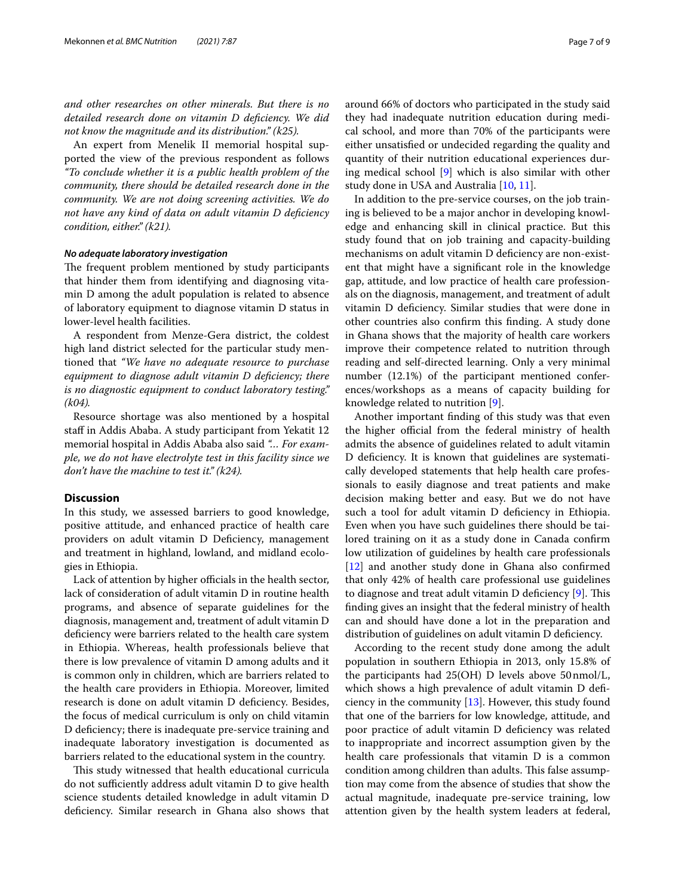*and other researches on other minerals. But there is no detailed research done on vitamin D deficiency. We did not know the magnitude and its distribution." (k25).*

An expert from Menelik II memorial hospital supported the view of the previous respondent as follows *"To conclude whether it is a public health problem of the community, there should be detailed research done in the community. We are not doing screening activities. We do not have any kind of data on adult vitamin D deficiency condition, either." (k21).*

#### No adequate laboratory investigation

The frequent problem mentioned by study participants that hinder them from identifying and diagnosing vitamin D among the adult population is related to absence of laboratory equipment to diagnose vitamin D status in lower-level health facilities.

A respondent from Menze-Gera district, the coldest high land district selected for the particular study mentioned that *"We have no adequate resource to purchase equipment to diagnose adult vitamin D deficiency; there is no diagnostic equipment to conduct laboratory testing." (k04).*

Resource shortage was also mentioned by a hospital staff in Addis Ababa. A study participant from Yekatit 12 memorial hospital in Addis Ababa also said *"… For example, we do not have electrolyte test in this facility since we don't have the machine to test it." (k24).*

## Discussion

In this study, we assessed barriers to good knowledge, positive attitude, and enhanced practice of health care providers on adult vitamin D Deficiency, management and treatment in highland, lowland, and midland ecologies in Ethiopia.

Lack of attention by higher officials in the health sector, lack of consideration of adult vitamin D in routine health programs, and absence of separate guidelines for the diagnosis, management and, treatment of adult vitamin D deficiency were barriers related to the health care system in Ethiopia. Whereas, health professionals believe that there is low prevalence of vitamin D among adults and it is common only in children, which are barriers related to the health care providers in Ethiopia. Moreover, limited research is done on adult vitamin D deficiency. Besides, the focus of medical curriculum is only on child vitamin D deficiency; there is inadequate pre-service training and inadequate laboratory investigation is documented as barriers related to the educational system in the country.

This study witnessed that health educational curricula do not sufficiently address adult vitamin D to give health science students detailed knowledge in adult vitamin D deficiency. Similar research in Ghana also shows that around 66% of doctors who participated in the study said they had inadequate nutrition education during medical school, and more than 70% of the participants were either unsatisfied or undecided regarding the quality and quantity of their nutrition educational experiences during medical school [9] which is also similar with other study done in USA and Australia [10, 11].

In addition to the pre-service courses, on the job training is believed to be a major anchor in developing knowledge and enhancing skill in clinical practice. But this study found that on job training and capacity-building mechanisms on adult vitamin D deficiency are non-existent that might have a significant role in the knowledge gap, attitude, and low practice of health care professionals on the diagnosis, management, and treatment of adult vitamin D deficiency. Similar studies that were done in other countries also confirm this finding. A study done in Ghana shows that the majority of health care workers improve their competence related to nutrition through reading and self-directed learning. Only a very minimal number (12.1%) of the participant mentioned conferences/workshops as a means of capacity building for knowledge related to nutrition [9].

Another important finding of this study was that even the higher official from the federal ministry of health admits the absence of guidelines related to adult vitamin D deficiency. It is known that guidelines are systematically developed statements that help health care professionals to easily diagnose and treat patients and make decision making better and easy. But we do not have such a tool for adult vitamin D deficiency in Ethiopia. Even when you have such guidelines there should be tailored training on it as a study done in Canada confirm low utilization of guidelines by health care professionals [12] and another study done in Ghana also confirmed that only 42% of health care professional use guidelines to diagnose and treat adult vitamin D deficiency [9]. This finding gives an insight that the federal ministry of health can and should have done a lot in the preparation and distribution of guidelines on adult vitamin D deficiency.

According to the recent study done among the adult population in southern Ethiopia in 2013, only 15.8% of the participants had 25(OH) D levels above 50 nmol/L, which shows a high prevalence of adult vitamin D deficiency in the community [13]. However, this study found that one of the barriers for low knowledge, attitude, and poor practice of adult vitamin D deficiency was related to inappropriate and incorrect assumption given by the health care professionals that vitamin D is a common condition among children than adults. This false assumption may come from the absence of studies that show the actual magnitude, inadequate pre-service training, low attention given by the health system leaders at federal,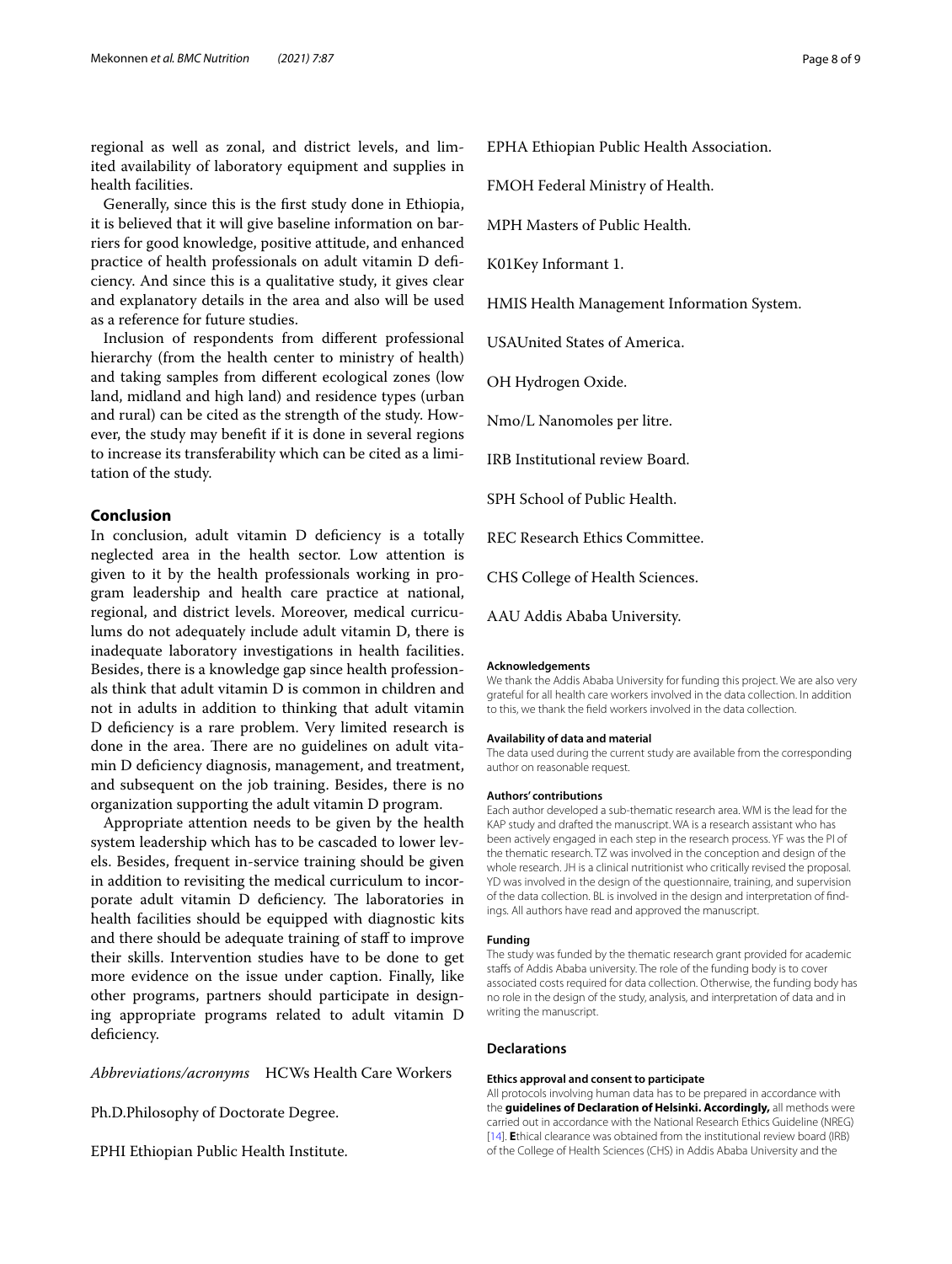regional as well as zonal, and district levels, and limited availability of laboratory equipment and supplies in health facilities.

Generally, since this is the first study done in Ethiopia, it is believed that it will give baseline information on barriers for good knowledge, positive attitude, and enhanced practice of health professionals on adult vitamin D deficiency. And since this is a qualitative study, it gives clear and explanatory details in the area and also will be used as a reference for future studies.

Inclusion of respondents from different professional hierarchy (from the health center to ministry of health) and taking samples from different ecological zones (low land, midland and high land) and residence types (urban and rural) can be cited as the strength of the study. However, the study may benefit if it is done in several regions to increase its transferability which can be cited as a limitation of the study.

## Conclusion

In conclusion, adult vitamin D deficiency is a totally neglected area in the health sector. Low attention is given to it by the health professionals working in program leadership and health care practice at national, regional, and district levels. Moreover, medical curriculums do not adequately include adult vitamin D, there is inadequate laboratory investigations in health facilities. Besides, there is a knowledge gap since health professionals think that adult vitamin D is common in children and not in adults in addition to thinking that adult vitamin D deficiency is a rare problem. Very limited research is done in the area. There are no guidelines on adult vitamin D deficiency diagnosis, management, and treatment, and subsequent on the job training. Besides, there is no organization supporting the adult vitamin D program.

Appropriate attention needs to be given by the health system leadership which has to be cascaded to lower levels. Besides, frequent in-service training should be given in addition to revisiting the medical curriculum to incorporate adult vitamin D deficiency. The laboratories in health facilities should be equipped with diagnostic kits and there should be adequate training of staff to improve their skills. Intervention studies have to be done to get more evidence on the issue under caption. Finally, like other programs, partners should participate in designing appropriate programs related to adult vitamin D deficiency.

*Abbreviations/acronyms* HCWs Health Care Workers

Ph.D.Philosophy of Doctorate Degree.

EPHI Ethiopian Public Health Institute.

EPHA Ethiopian Public Health Association.

FMOH Federal Ministry of Health.

MPH Masters of Public Health.

K01Key Informant 1.

HMIS Health Management Information System.

USAUnited States of America.

OH Hydrogen Oxide.

Nmo/L Nanomoles per litre.

IRB Institutional review Board.

SPH School of Public Health.

REC Research Ethics Committee.

CHS College of Health Sciences.

AAU Addis Ababa University.

### Acknowledgements

We thank the Addis Ababa University for funding this project. We are also very grateful for all health care workers involved in the data collection. In addition to this, we thank the field workers involved in the data collection.

### Availability of data and material

The data used during the current study are available from the corresponding author on reasonable request.

### Authors' contributions

Each author developed a sub-thematic research area. WM is the lead for the KAP study and drafted the manuscript. WA is a research assistant who has been actively engaged in each step in the research process. YF was the PI of the thematic research. TZ was involved in the conception and design of the whole research. JH is a clinical nutritionist who critically revised the proposal. YD was involved in the design of the questionnaire, training, and supervision of the data collection. BL is involved in the design and interpretation of findings. All authors have read and approved the manuscript.

### Funding

The study was funded by the thematic research grant provided for academic staffs of Addis Ababa university. The role of the funding body is to cover associated costs required for data collection. Otherwise, the funding body has no role in the design of the study, analysis, and interpretation of data and in writing the manuscript.

## Declarations

### Ethics approval and consent to participate

All protocols involving human data has to be prepared in accordance with the **guidelines of Declaration of Helsinki. Accordingly,** all methods were carried out in accordance with the National Research Ethics Guideline (NREG) [14]. **E**thical clearance was obtained from the institutional review board (IRB) of the College of Health Sciences (CHS) in Addis Ababa University and the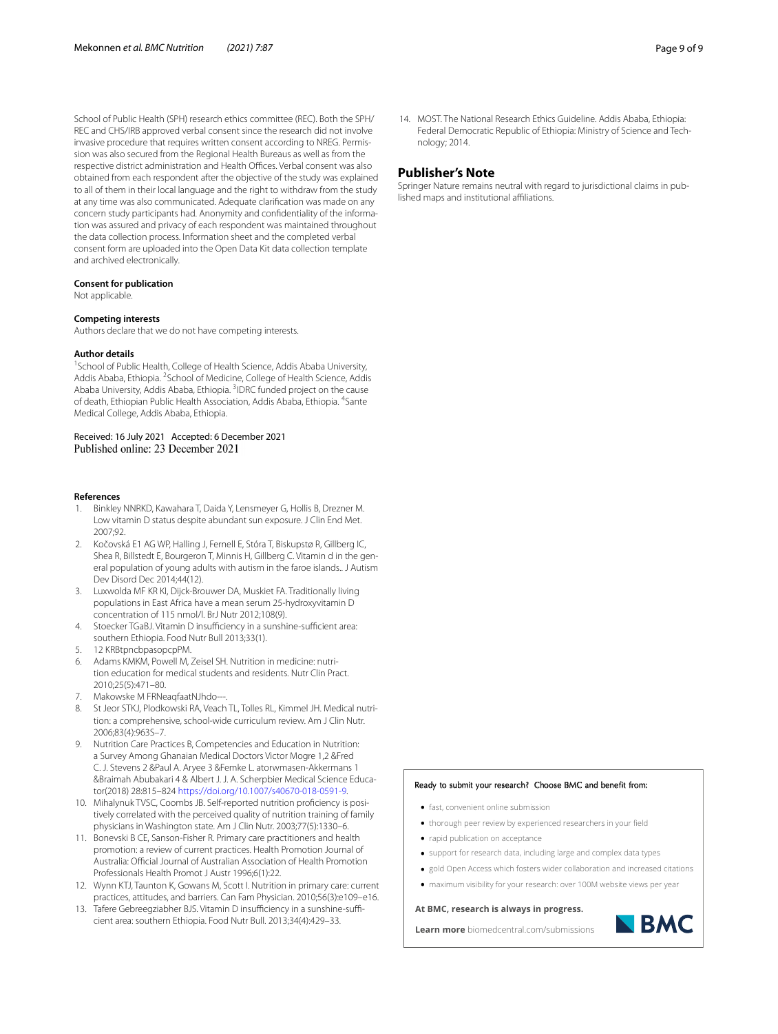School of Public Health (SPH) research ethics committee (REC). Both the SPH/REC and CHS/IRB approved verbal consent since the research did not involve invasive procedure that requires written consent according to NREG. Permission was also secured from the Regional Health Bureaus as well as from the respective district administration and Health Offices. Verbal consent was also obtained from each respondent after the objective of the study was explained to all of them in their local language and the right to withdraw from the study at any time was also communicated. Adequate clarification was made on any concern study participants had. Anonymity and confidentiality of the information was assured and privacy of each respondent was maintained throughout the data collection process. Information sheet and the completed verbal consent form are uploaded into the Open Data Kit data collection template and archived electronically.

#### Consent for publication

Not applicable.

#### Competing interests

Authors declare that we do not have competing interests.

#### Author details

[1]School of Public Health, College of Health Science, Addis Ababa University, Addis Ababa, Ethiopia. [2]School of Medicine, College of Health Science, Addis Ababa University, Addis Ababa, Ethiopia. [3]IDRC funded project on the cause of death, Ethiopian Public Health Association, Addis Ababa, Ethiopia. [4]Sante Medical College, Addis Ababa, Ethiopia.

Received: 16 July 2021 Accepted: 6 December 2021
Published online: 23 December 2021

#### References

1. Binkley NNRKD, Kawahara T, Daida Y, Lensmeyer G, Hollis B, Drezner M. Low vitamin D status despite abundant sun exposure. J Clin End Met. 2007;92.
2. Kočovská E1 AG WP, Halling J, Fernell E, Stóra T, Biskupstø R, Gillberg IC, Shea R, Billstedt E, Bourgeron T, Minnis H, Gillberg C. Vitamin d in the general population of young adults with autism in the faroe islands.. J Autism Dev Disord Dec 2014;44(12).
3. Luxwolda MF KR KI, Dijck-Brouwer DA, Muskiet FA. Traditionally living populations in East Africa have a mean serum 25-hydroxyvitamin D concentration of 115 nmol/l. BrJ Nutr 2012;108(9).
4. Stoecker TGaBJ. Vitamin D insufficiency in a sunshine-sufficient area: southern Ethiopia. Food Nutr Bull 2013;33(1).
5. 12 KRBtpncbpasopcpPM.
6. Adams KMKM, Powell M, Zeisel SH. Nutrition in medicine: nutrition education for medical students and residents. Nutr Clin Pract. 2010;25(5):471–80.
7. Makowske M FRNeaqfaatNJhdo---.
8. St Jeor STKJ, Plodkowski RA, Veach TL, Tolles RL, Kimmel JH. Medical nutrition: a comprehensive, school-wide curriculum review. Am J Clin Nutr. 2006;83(4):963S–7.
9. Nutrition Care Practices B, Competencies and Education in Nutrition: a Survey Among Ghanaian Medical Doctors Victor Mogre 1,2 &Fred C. J. Stevens 2 &Paul A. Aryee 3 &Femke L. atorwmasen-Akkermans 1 &Braimah Abubakari 4 & Albert J. J. A. Scherpbier Medical Science Educator(2018) 28:815–824 https://doi.org/10.1007/s40670-018-0591-9.
10. Mihalynuk TVSC, Coombs JB. Self-reported nutrition proficiency is positively correlated with the perceived quality of nutrition training of family physicians in Washington state. Am J Clin Nutr. 2003;77(5):1330–6.
11. Bonevski B CE, Sanson-Fisher R. Primary care practitioners and health promotion: a review of current practices. Health Promotion Journal of Australia: Official Journal of Australian Association of Health Promotion Professionals Health Promot J Austr 1996;6(1):22.
12. Wynn KTJ, Taunton K, Gowans M, Scott I. Nutrition in primary care: current practices, attitudes, and barriers. Can Fam Physician. 2010;56(3):e109–e16.
13. Tafere Gebreegziabher BJS. Vitamin D insufficiency in a sunshine-sufficient area: southern Ethiopia. Food Nutr Bull. 2013;34(4):429–33.
14. MOST. The National Research Ethics Guideline. Addis Ababa, Ethiopia: Federal Democratic Republic of Ethiopia: Ministry of Science and Technology; 2014.

## Publisher's Note

Springer Nature remains neutral with regard to jurisdictional claims in published maps and institutional affiliations.

Ready to submit your research? Choose BMC and benefit from:

- fast, convenient online submission
- thorough peer review by experienced researchers in your field
- rapid publication on acceptance
- support for research data, including large and complex data types
- gold Open Access which fosters wider collaboration and increased citations
- maximum visibility for your research: over 100M website views per year

**At BMC, research is always in progress.**

**Learn more** biomedcentral.com/submissions

BMC